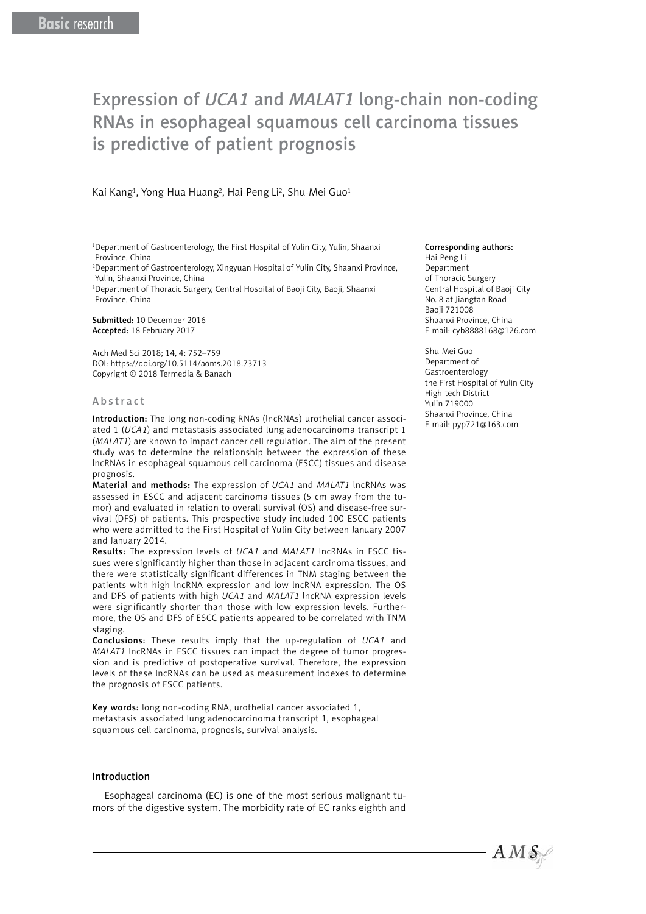Basic research

# Expression of *UCA1* and *MALAT1* long-chain non-coding RNAs in esophageal squamous cell carcinoma tissues is predictive of patient prognosis

Kai Kang[1], Yong-Hua Huang[2], Hai-Peng Li[2], Shu-Mei Guo[1]

[1]Department of Gastroenterology, the First Hospital of Yulin City, Yulin, Shaanxi Province, China
[2]Department of Gastroenterology, Xingyuan Hospital of Yulin City, Shaanxi Province, Yulin, Shaanxi Province, China
[3]Department of Thoracic Surgery, Central Hospital of Baoji City, Baoji, Shaanxi Province, China

**Submitted:** 10 December 2016
**Accepted:** 18 February 2017

Arch Med Sci 2018; 14, 4: 752–759
DOI: https://doi.org/10.5114/aoms.2018.73713
Copyright © 2018 Termedia & Banach

**Corresponding authors:**
Hai-Peng Li
Department of Thoracic Surgery
Central Hospital of Baoji City
No. 8 at Jiangtan Road
Baoji 721008
Shaanxi Province, China
E-mail: cyb8888168@126.com

Shu-Mei Guo
Department of Gastroenterology
the First Hospital of Yulin City
High-tech District
Yulin 719000
Shaanxi Province, China
E-mail: pyp721@163.com

## Abstract

**Introduction:** The long non-coding RNAs (lncRNAs) urothelial cancer associated 1 (*UCA1*) and metastasis associated lung adenocarcinoma transcript 1 (*MALAT1*) are known to impact cancer cell regulation. The aim of the present study was to determine the relationship between the expression of these lncRNAs in esophageal squamous cell carcinoma (ESCC) tissues and disease prognosis.

**Material and methods:** The expression of *UCA1* and *MALAT1* lncRNAs was assessed in ESCC and adjacent carcinoma tissues (5 cm away from the tumor) and evaluated in relation to overall survival (OS) and disease-free survival (DFS) of patients. This prospective study included 100 ESCC patients who were admitted to the First Hospital of Yulin City between January 2007 and January 2014.

**Results:** The expression levels of *UCA1* and *MALAT1* lncRNAs in ESCC tissues were significantly higher than those in adjacent carcinoma tissues, and there were statistically significant differences in TNM staging between the patients with high lncRNA expression and low lncRNA expression. The OS and DFS of patients with high *UCA1* and *MALAT1* lncRNA expression levels were significantly shorter than those with low expression levels. Furthermore, the OS and DFS of ESCC patients appeared to be correlated with TNM staging.

**Conclusions:** These results imply that the up-regulation of *UCA1* and *MALAT1* lncRNAs in ESCC tissues can impact the degree of tumor progression and is predictive of postoperative survival. Therefore, the expression levels of these lncRNAs can be used as measurement indexes to determine the prognosis of ESCC patients.

**Key words:** long non-coding RNA, urothelial cancer associated 1, metastasis associated lung adenocarcinoma transcript 1, esophageal squamous cell carcinoma, prognosis, survival analysis.

## Introduction

Esophageal carcinoma (EC) is one of the most serious malignant tumors of the digestive system. The morbidity rate of EC ranks eighth and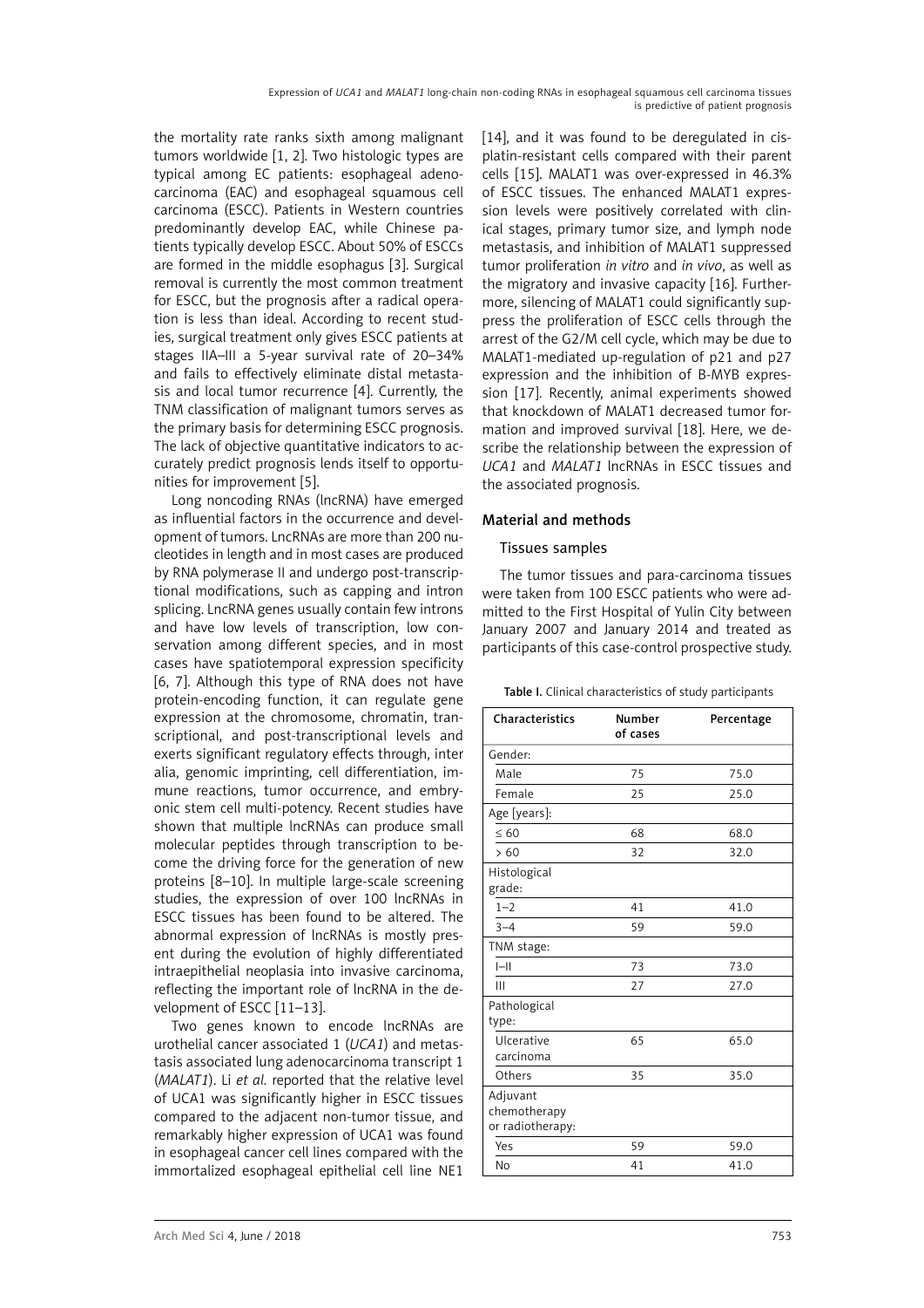the mortality rate ranks sixth among malignant tumors worldwide [1, 2]. Two histologic types are typical among EC patients: esophageal adenocarcinoma (EAC) and esophageal squamous cell carcinoma (ESCC). Patients in Western countries predominantly develop EAC, while Chinese patients typically develop ESCC. About 50% of ESCCs are formed in the middle esophagus [3]. Surgical removal is currently the most common treatment for ESCC, but the prognosis after a radical operation is less than ideal. According to recent studies, surgical treatment only gives ESCC patients at stages IIA–III a 5-year survival rate of 20–34% and fails to effectively eliminate distal metastasis and local tumor recurrence [4]. Currently, the TNM classification of malignant tumors serves as the primary basis for determining ESCC prognosis. The lack of objective quantitative indicators to accurately predict prognosis lends itself to opportunities for improvement [5].

Long noncoding RNAs (lncRNA) have emerged as influential factors in the occurrence and development of tumors. LncRNAs are more than 200 nucleotides in length and in most cases are produced by RNA polymerase II and undergo post-transcriptional modifications, such as capping and intron splicing. LncRNA genes usually contain few introns and have low levels of transcription, low conservation among different species, and in most cases have spatiotemporal expression specificity [6, 7]. Although this type of RNA does not have protein-encoding function, it can regulate gene expression at the chromosome, chromatin, transcriptional, and post-transcriptional levels and exerts significant regulatory effects through, inter alia, genomic imprinting, cell differentiation, immune reactions, tumor occurrence, and embryonic stem cell multi-potency. Recent studies have shown that multiple lncRNAs can produce small molecular peptides through transcription to become the driving force for the generation of new proteins [8–10]. In multiple large-scale screening studies, the expression of over 100 lncRNAs in ESCC tissues has been found to be altered. The abnormal expression of lncRNAs is mostly present during the evolution of highly differentiated intraepithelial neoplasia into invasive carcinoma, reflecting the important role of lncRNA in the development of ESCC [11–13].

Two genes known to encode lncRNAs are urothelial cancer associated 1 (*UCA1*) and metastasis associated lung adenocarcinoma transcript 1 (*MALAT1*). Li *et al.* reported that the relative level of UCA1 was significantly higher in ESCC tissues compared to the adjacent non-tumor tissue, and remarkably higher expression of UCA1 was found in esophageal cancer cell lines compared with the immortalized esophageal epithelial cell line NE1 [14], and it was found to be deregulated in cisplatin-resistant cells compared with their parent cells [15]. MALAT1 was over-expressed in 46.3% of ESCC tissues. The enhanced MALAT1 expression levels were positively correlated with clinical stages, primary tumor size, and lymph node metastasis, and inhibition of MALAT1 suppressed tumor proliferation *in vitro* and *in vivo*, as well as the migratory and invasive capacity [16]. Furthermore, silencing of MALAT1 could significantly suppress the proliferation of ESCC cells through the arrest of the G2/M cell cycle, which may be due to MALAT1-mediated up-regulation of p21 and p27 expression and the inhibition of B-MYB expression [17]. Recently, animal experiments showed that knockdown of MALAT1 decreased tumor formation and improved survival [18]. Here, we describe the relationship between the expression of *UCA1* and *MALAT1* lncRNAs in ESCC tissues and the associated prognosis.

## Material and methods

### Tissues samples

The tumor tissues and para-carcinoma tissues were taken from 100 ESCC patients who were admitted to the First Hospital of Yulin City between January 2007 and January 2014 and treated as participants of this case-control prospective study.

**Table I.** Clinical characteristics of study participants

| Characteristics | Number of cases | Percentage |
|---|---|---|
| Gender: | | |
| Male | 75 | 75.0 |
| Female | 25 | 25.0 |
| Age [years]: | | |
| ≤ 60 | 68 | 68.0 |
| > 60 | 32 | 32.0 |
| Histological grade: | | |
| 1–2 | 41 | 41.0 |
| 3–4 | 59 | 59.0 |
| TNM stage: | | |
| I–II | 73 | 73.0 |
| III | 27 | 27.0 |
| Pathological type: | | |
| Ulcerative carcinoma | 65 | 65.0 |
| Others | 35 | 35.0 |
| Adjuvant chemotherapy or radiotherapy: | | |
| Yes | 59 | 59.0 |
| No | 41 | 41.0 |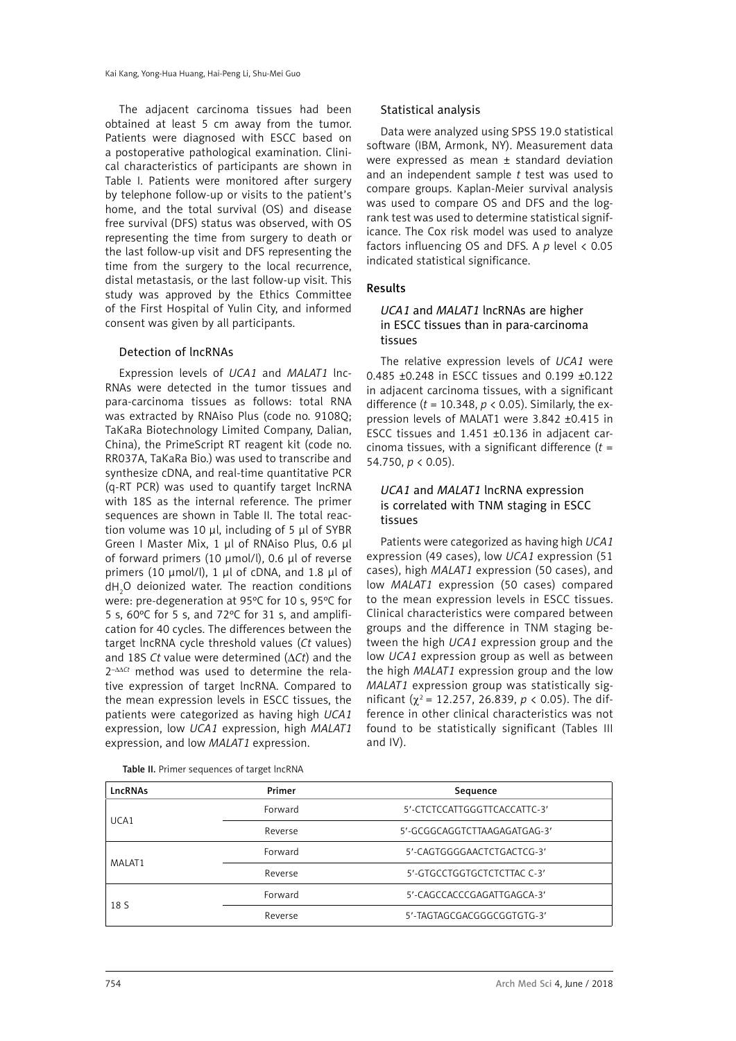The adjacent carcinoma tissues had been obtained at least 5 cm away from the tumor. Patients were diagnosed with ESCC based on a postoperative pathological examination. Clinical characteristics of participants are shown in Table I. Patients were monitored after surgery by telephone follow-up or visits to the patient's home, and the total survival (OS) and disease free survival (DFS) status was observed, with OS representing the time from surgery to death or the last follow-up visit and DFS representing the time from the surgery to the local recurrence, distal metastasis, or the last follow-up visit. This study was approved by the Ethics Committee of the First Hospital of Yulin City, and informed consent was given by all participants.

### Detection of lncRNAs

Expression levels of *UCA1* and *MALAT1* lncRNAs were detected in the tumor tissues and para-carcinoma tissues as follows: total RNA was extracted by RNAiso Plus (code no. 9108Q; TaKaRa Biotechnology Limited Company, Dalian, China), the PrimeScript RT reagent kit (code no. RR037A, TaKaRa Bio.) was used to transcribe and synthesize cDNA, and real-time quantitative PCR (q-RT PCR) was used to quantify target lncRNA with 18S as the internal reference. The primer sequences are shown in Table II. The total reaction volume was 10 μl, including of 5 μl of SYBR Green I Master Mix, 1 μl of RNAiso Plus, 0.6 μl of forward primers (10 μmol/l), 0.6 μl of reverse primers (10 μmol/l), 1 μl of cDNA, and 1.8 μl of $dH_2O$ deionized water. The reaction conditions were: pre-degeneration at 95°C for 10 s, 95°C for 5 s, 60°C for 5 s, and 72°C for 31 s, and amplification for 40 cycles. The differences between the target lncRNA cycle threshold values (*Ct* values) and 18S *Ct* value were determined (Δ*Ct*) and the $2^{-\Delta\Delta Ct}$ method was used to determine the relative expression of target lncRNA. Compared to the mean expression levels in ESCC tissues, the patients were categorized as having high *UCA1* expression, low *UCA1* expression, high *MALAT1* expression, and low *MALAT1* expression.

**Table II.** Primer sequences of target lncRNA

| LncRNAs | Primer | Sequence |
|---|---|---|
| UCA1 | Forward | 5'-CTCTCCATTGGGTTCACCATTC-3' |
| | Reverse | 5'-GCGGCAGGTCTTAAGAGATGAG-3' |
| MALAT1 | Forward | 5'-CAGTGGGGAACTCTGACTCG-3' |
| | Reverse | 5'-GTGCCTGGTGCTCTCTTAC C-3' |
| 18 S | Forward | 5'-CAGCCACCCGAGATTGAGCA-3' |
| | Reverse | 5'-TAGTAGCGACGGGCGGTGTG-3' |

### Statistical analysis

Data were analyzed using SPSS 19.0 statistical software (IBM, Armonk, NY). Measurement data were expressed as mean ± standard deviation and an independent sample *t* test was used to compare groups. Kaplan-Meier survival analysis was used to compare OS and DFS and the log-rank test was used to determine statistical significance. The Cox risk model was used to analyze factors influencing OS and DFS. A *p* level < 0.05 indicated statistical significance.

## Results

### *UCA1* and *MALAT1* lncRNAs are higher in ESCC tissues than in para-carcinoma tissues

The relative expression levels of *UCA1* were 0.485 ±0.248 in ESCC tissues and 0.199 ±0.122 in adjacent carcinoma tissues, with a significant difference ($t = 10.348$, $p < 0.05$). Similarly, the expression levels of MALAT1 were 3.842 ±0.415 in ESCC tissues and 1.451 ±0.136 in adjacent carcinoma tissues, with a significant difference ($t = 54.750$, $p < 0.05$).

### *UCA1* and *MALAT1* lncRNA expression is correlated with TNM staging in ESCC tissues

Patients were categorized as having high *UCA1* expression (49 cases), low *UCA1* expression (51 cases), high *MALAT1* expression (50 cases), and low *MALAT1* expression (50 cases) compared to the mean expression levels in ESCC tissues. Clinical characteristics were compared between groups and the difference in TNM staging between the high *UCA1* expression group and the low *UCA1* expression group as well as between the high *MALAT1* expression group and the low *MALAT1* expression group was statistically significant ($\chi^2 = 12.257$, $26.839$, $p < 0.05$). The difference in other clinical characteristics was not found to be statistically significant (Tables III and IV).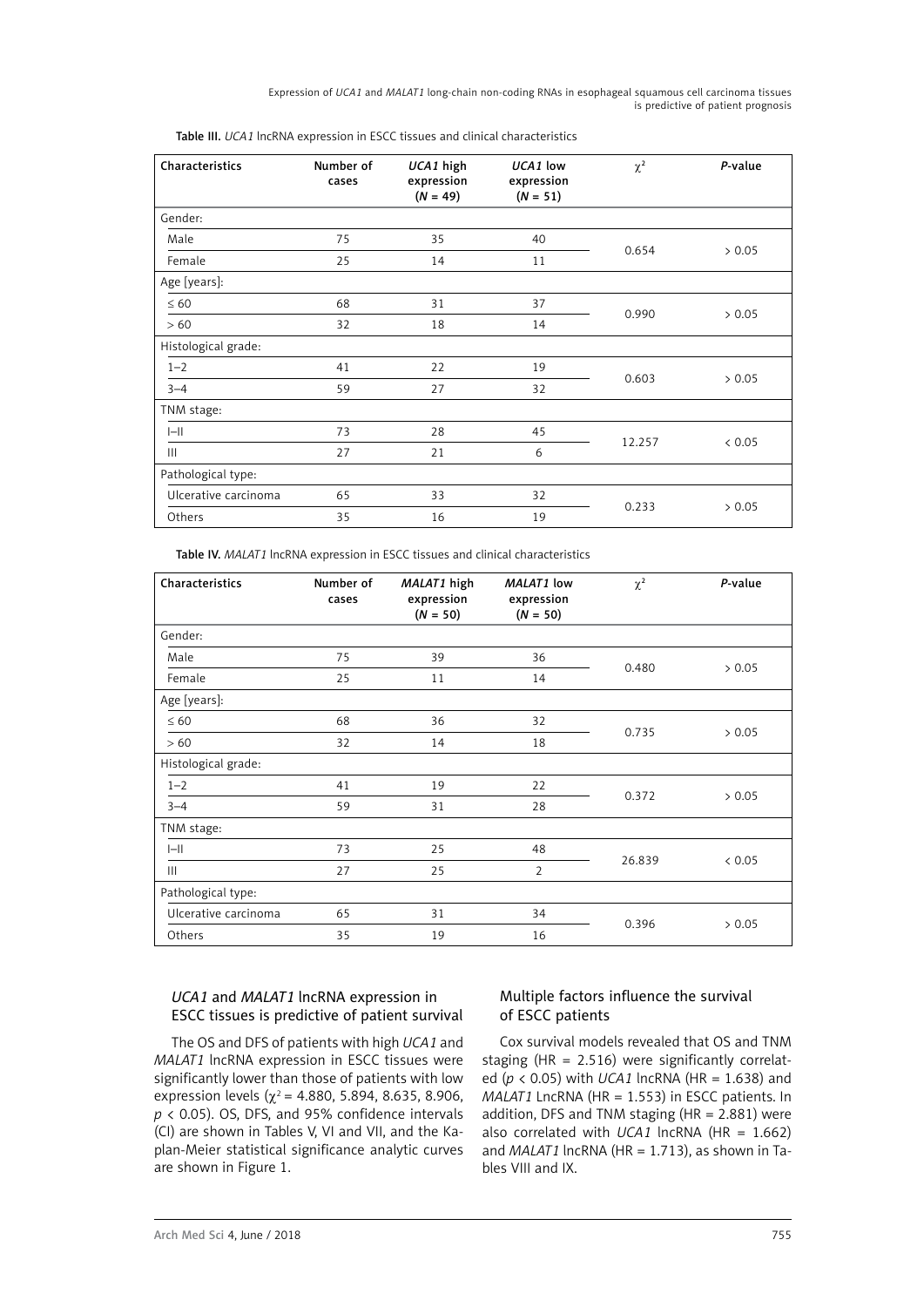Table III. *UCA1* lncRNA expression in ESCC tissues and clinical characteristics

| Characteristics | Number of cases | *UCA1* high expression (*N* = 49) | *UCA1* low expression (*N* = 51) | $\chi^2$ | *P*-value |
|---|---|---|---|---|---|
| Gender: | | | | | |
| Male | 75 | 35 | 40 | 0.654 | > 0.05 |
| Female | 25 | 14 | 11 | | |
| Age [years]: | | | | | |
| ≤ 60 | 68 | 31 | 37 | 0.990 | > 0.05 |
| > 60 | 32 | 18 | 14 | | |
| Histological grade: | | | | | |
| 1–2 | 41 | 22 | 19 | 0.603 | > 0.05 |
| 3–4 | 59 | 27 | 32 | | |
| TNM stage: | | | | | |
| I–II | 73 | 28 | 45 | 12.257 | < 0.05 |
| III | 27 | 21 | 6 | | |
| Pathological type: | | | | | |
| Ulcerative carcinoma | 65 | 33 | 32 | 0.233 | > 0.05 |
| Others | 35 | 16 | 19 | | |

Table IV. *MALAT1* lncRNA expression in ESCC tissues and clinical characteristics

| Characteristics | Number of cases | *MALAT1* high expression (*N* = 50) | *MALAT1* low expression (*N* = 50) | $\chi^2$ | *P*-value |
|---|---|---|---|---|---|
| Gender: | | | | | |
| Male | 75 | 39 | 36 | 0.480 | > 0.05 |
| Female | 25 | 11 | 14 | | |
| Age [years]: | | | | | |
| ≤ 60 | 68 | 36 | 32 | 0.735 | > 0.05 |
| > 60 | 32 | 14 | 18 | | |
| Histological grade: | | | | | |
| 1–2 | 41 | 19 | 22 | 0.372 | > 0.05 |
| 3–4 | 59 | 31 | 28 | | |
| TNM stage: | | | | | |
| I–II | 73 | 25 | 48 | 26.839 | < 0.05 |
| III | 27 | 25 | 2 | | |
| Pathological type: | | | | | |
| Ulcerative carcinoma | 65 | 31 | 34 | 0.396 | > 0.05 |
| Others | 35 | 19 | 16 | | |

### *UCA1* and *MALAT1* lncRNA expression in ESCC tissues is predictive of patient survival

The OS and DFS of patients with high *UCA1* and *MALAT1* lncRNA expression in ESCC tissues were significantly lower than those of patients with low expression levels ($\chi^2$ = 4.880, 5.894, 8.635, 8.906, $p < 0.05$). OS, DFS, and 95% confidence intervals (CI) are shown in Tables V, VI and VII, and the Kaplan-Meier statistical significance analytic curves are shown in Figure 1.

### Multiple factors influence the survival of ESCC patients

Cox survival models revealed that OS and TNM staging (HR = 2.516) were significantly correlated ($p < 0.05$) with *UCA1* lncRNA (HR = 1.638) and *MALAT1* LncRNA (HR = 1.553) in ESCC patients. In addition, DFS and TNM staging (HR = 2.881) were also correlated with *UCA1* lncRNA (HR = 1.662) and *MALAT1* lncRNA (HR = 1.713), as shown in Tables VIII and IX.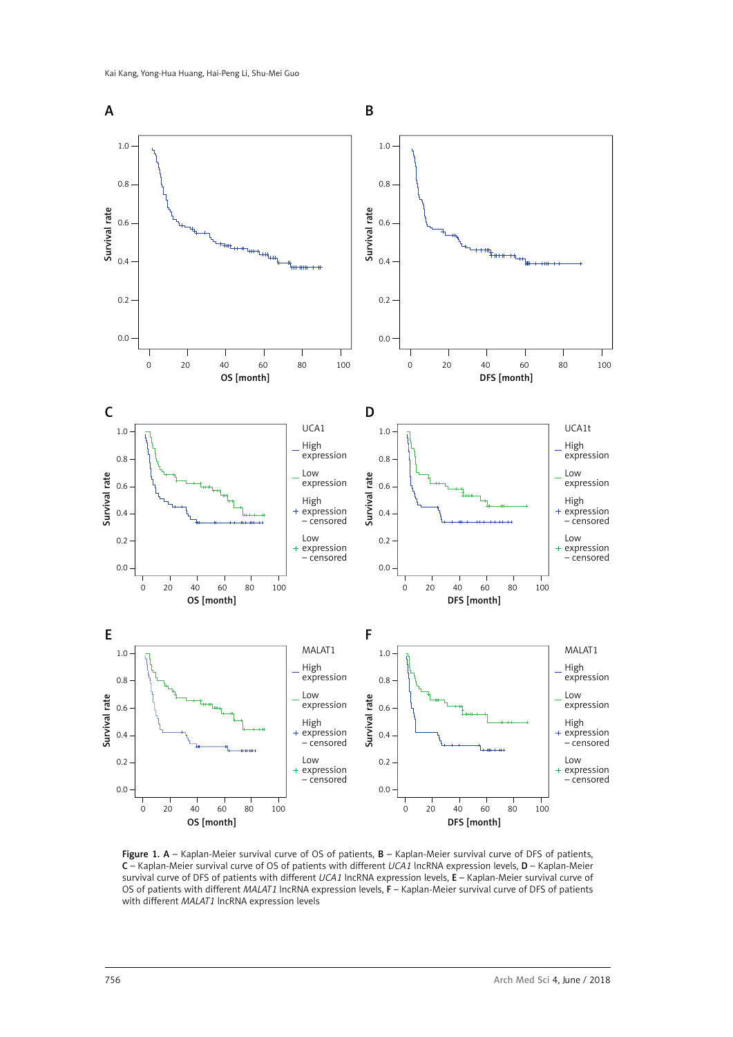**Figure 1.** **A** – Kaplan-Meier survival curve of OS of patients, **B** – Kaplan-Meier survival curve of DFS of patients, **C** – Kaplan-Meier survival curve of OS of patients with different *UCA1* lncRNA expression levels, **D** – Kaplan-Meier survival curve of DFS of patients with different *UCA1* lncRNA expression levels, **E** – Kaplan-Meier survival curve of OS of patients with different *MALAT1* lncRNA expression levels, **F** – Kaplan-Meier survival curve of DFS of patients with different *MALAT1* lncRNA expression levels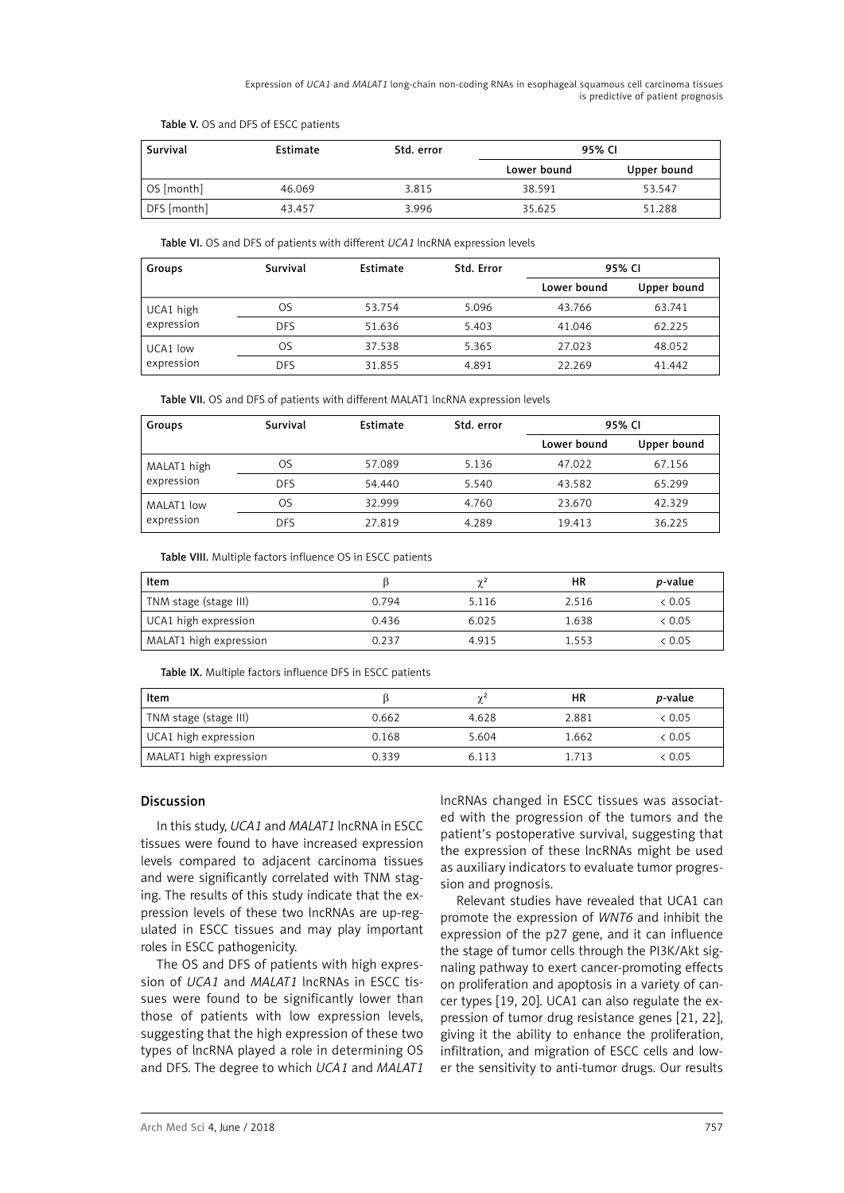Table V. OS and DFS of ESCC patients

| Survival | Estimate | Std. error | 95% CI | |
|---|---|---|---|---|
| | | | Lower bound | Upper bound |
| OS [month] | 46.069 | 3.815 | 38.591 | 53.547 |
| DFS [month] | 43.457 | 3.996 | 35.625 | 51.288 |

Table VI. OS and DFS of patients with different *UCA1* lncRNA expression levels

| Groups | Survival | Estimate | Std. Error | 95% CI | |
|---|---|---|---|---|---|
| | | | | Lower bound | Upper bound |
| UCA1 high expression | OS | 53.754 | 5.096 | 43.766 | 63.741 |
| | DFS | 51.636 | 5.403 | 41.046 | 62.225 |
| UCA1 low expression | OS | 37.538 | 5.365 | 27.023 | 48.052 |
| | DFS | 31.855 | 4.891 | 22.269 | 41.442 |

Table VII. OS and DFS of patients with different MALAT1 lncRNA expression levels

| Groups | Survival | Estimate | Std. error | 95% CI | |
|---|---|---|---|---|---|
| | | | | Lower bound | Upper bound |
| MALAT1 high expression | OS | 57.089 | 5.136 | 47.022 | 67.156 |
| | DFS | 54.440 | 5.540 | 43.582 | 65.299 |
| MALAT1 low expression | OS | 32.999 | 4.760 | 23.670 | 42.329 |
| | DFS | 27.819 | 4.289 | 19.413 | 36.225 |

Table VIII. Multiple factors influence OS in ESCC patients

| Item | $\beta$ | $\chi^2$ | HR | *p*-value |
|---|---|---|---|---|
| TNM stage (stage III) | 0.794 | 5.116 | 2.516 | $< 0.05$ |
| UCA1 high expression | 0.436 | 6.025 | 1.638 | $< 0.05$ |
| MALAT1 high expression | 0.237 | 4.915 | 1.553 | $< 0.05$ |

Table IX. Multiple factors influence DFS in ESCC patients

| Item | $\beta$ | $\chi^2$ | HR | *p*-value |
|---|---|---|---|---|
| TNM stage (stage III) | 0.662 | 4.628 | 2.881 | $< 0.05$ |
| UCA1 high expression | 0.168 | 5.604 | 1.662 | $< 0.05$ |
| MALAT1 high expression | 0.339 | 6.113 | 1.713 | $< 0.05$ |

## Discussion

In this study, *UCA1* and *MALAT1* lncRNA in ESCC tissues were found to have increased expression levels compared to adjacent carcinoma tissues and were significantly correlated with TNM staging. The results of this study indicate that the expression levels of these two lncRNAs are up-regulated in ESCC tissues and may play important roles in ESCC pathogenicity.

The OS and DFS of patients with high expression of *UCA1* and *MALAT1* lncRNAs in ESCC tissues were found to be significantly lower than those of patients with low expression levels, suggesting that the high expression of these two types of lncRNA played a role in determining OS and DFS. The degree to which *UCA1* and *MALAT1* lncRNAs changed in ESCC tissues was associated with the progression of the tumors and the patient's postoperative survival, suggesting that the expression of these lncRNAs might be used as auxiliary indicators to evaluate tumor progression and prognosis.

Relevant studies have revealed that UCA1 can promote the expression of *WNT6* and inhibit the expression of the p27 gene, and it can influence the stage of tumor cells through the PI3K/Akt signaling pathway to exert cancer-promoting effects on proliferation and apoptosis in a variety of cancer types [19, 20]. UCA1 can also regulate the expression of tumor drug resistance genes [21, 22], giving it the ability to enhance the proliferation, infiltration, and migration of ESCC cells and lower the sensitivity to anti-tumor drugs. Our results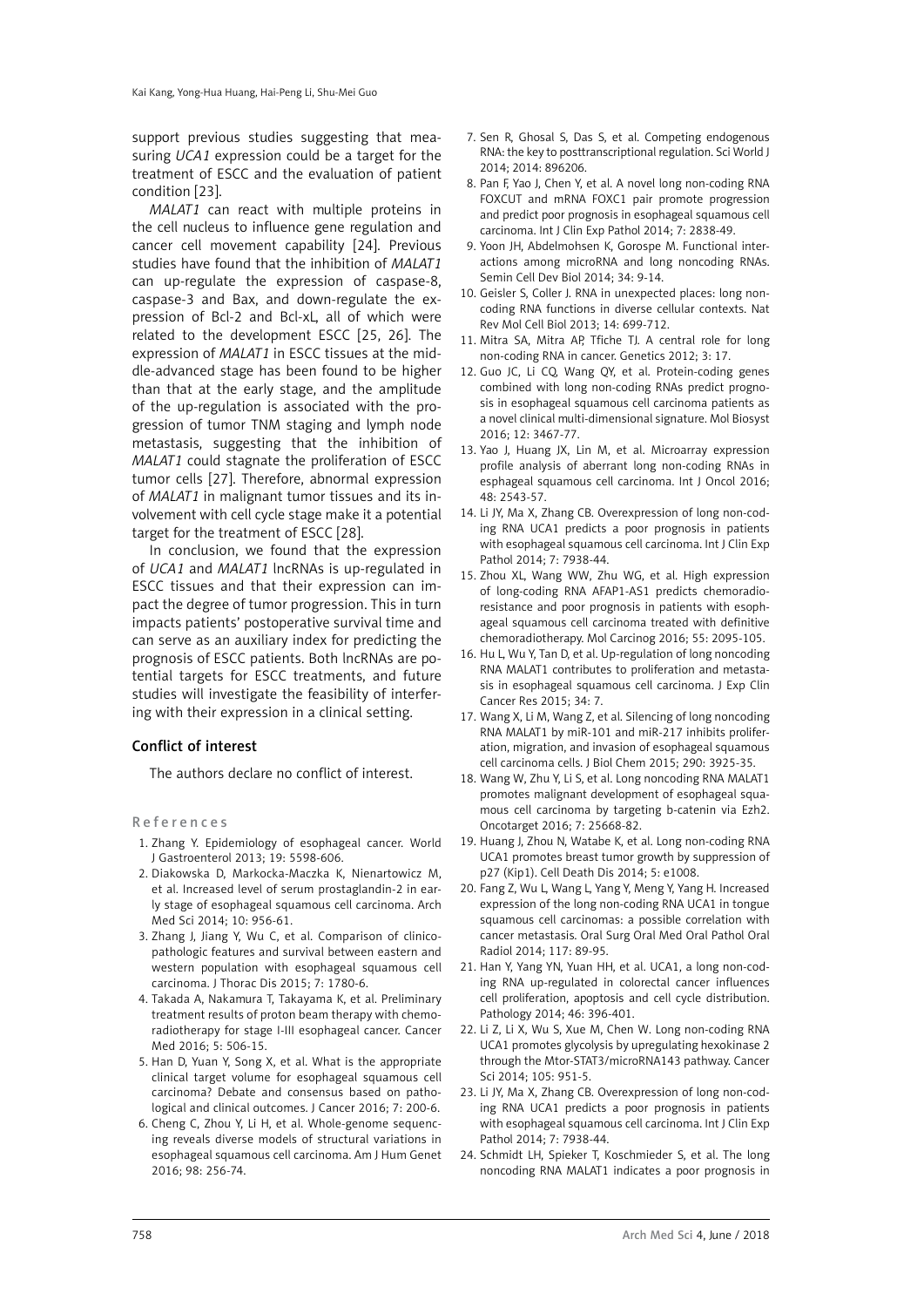support previous studies suggesting that measuring *UCA1* expression could be a target for the treatment of ESCC and the evaluation of patient condition [23].

*MALAT1* can react with multiple proteins in the cell nucleus to influence gene regulation and cancer cell movement capability [24]. Previous studies have found that the inhibition of *MALAT1* can up-regulate the expression of caspase-8, caspase-3 and Bax, and down-regulate the expression of Bcl-2 and Bcl-xL, all of which were related to the development ESCC [25, 26]. The expression of *MALAT1* in ESCC tissues at the middle-advanced stage has been found to be higher than that at the early stage, and the amplitude of the up-regulation is associated with the progression of tumor TNM staging and lymph node metastasis, suggesting that the inhibition of *MALAT1* could stagnate the proliferation of ESCC tumor cells [27]. Therefore, abnormal expression of *MALAT1* in malignant tumor tissues and its involvement with cell cycle stage make it a potential target for the treatment of ESCC [28].

In conclusion, we found that the expression of *UCA1* and *MALAT1* lncRNAs is up-regulated in ESCC tissues and that their expression can impact the degree of tumor progression. This in turn impacts patients' postoperative survival time and can serve as an auxiliary index for predicting the prognosis of ESCC patients. Both lncRNAs are potential targets for ESCC treatments, and future studies will investigate the feasibility of interfering with their expression in a clinical setting.

## Conflict of interest

The authors declare no conflict of interest.

## References

1. Zhang Y. Epidemiology of esophageal cancer. World J Gastroenterol 2013; 19: 5598-606.
2. Diakowska D, Markocka-Maczka K, Nienartowicz M, et al. Increased level of serum prostaglandin-2 in early stage of esophageal squamous cell carcinoma. Arch Med Sci 2014; 10: 956-61.
3. Zhang J, Jiang Y, Wu C, et al. Comparison of clinicopathologic features and survival between eastern and western population with esophageal squamous cell carcinoma. J Thorac Dis 2015; 7: 1780-6.
4. Takada A, Nakamura T, Takayama K, et al. Preliminary treatment results of proton beam therapy with chemoradiotherapy for stage I-III esophageal cancer. Cancer Med 2016; 5: 506-15.
5. Han D, Yuan Y, Song X, et al. What is the appropriate clinical target volume for esophageal squamous cell carcinoma? Debate and consensus based on pathological and clinical outcomes. J Cancer 2016; 7: 200-6.
6. Cheng C, Zhou Y, Li H, et al. Whole-genome sequencing reveals diverse models of structural variations in esophageal squamous cell carcinoma. Am J Hum Genet 2016; 98: 256-74.
7. Sen R, Ghosal S, Das S, et al. Competing endogenous RNA: the key to posttranscriptional regulation. Sci World J 2014; 2014: 896206.
8. Pan F, Yao J, Chen Y, et al. A novel long non-coding RNA FOXCUT and mRNA FOXC1 pair promote progression and predict poor prognosis in esophageal squamous cell carcinoma. Int J Clin Exp Pathol 2014; 7: 2838-49.
9. Yoon JH, Abdelmohsen K, Gorospe M. Functional interactions among microRNA and long noncoding RNAs. Semin Cell Dev Biol 2014; 34: 9-14.
10. Geisler S, Coller J. RNA in unexpected places: long non-coding RNA functions in diverse cellular contexts. Nat Rev Mol Cell Biol 2013; 14: 699-712.
11. Mitra SA, Mitra AP, Tfiche TJ. A central role for long non-coding RNA in cancer. Genetics 2012; 3: 17.
12. Guo JC, Li CQ, Wang QY, et al. Protein-coding genes combined with long non-coding RNAs predict prognosis in esophageal squamous cell carcinoma patients as a novel clinical multi-dimensional signature. Mol Biosyst 2016; 12: 3467-77.
13. Yao J, Huang JX, Lin M, et al. Microarray expression profile analysis of aberrant long non-coding RNAs in esphageal squamous cell carcinoma. Int J Oncol 2016; 48: 2543-57.
14. Li JY, Ma X, Zhang CB. Overexpression of long non-coding RNA UCA1 predicts a poor prognosis in patients with esophageal squamous cell carcinoma. Int J Clin Exp Pathol 2014; 7: 7938-44.
15. Zhou XL, Wang WW, Zhu WG, et al. High expression of long-coding RNA AFAP1-AS1 predicts chemoradioresistance and poor prognosis in patients with esophageal squamous cell carcinoma treated with definitive chemoradiotherapy. Mol Carcinog 2016; 55: 2095-105.
16. Hu L, Wu Y, Tan D, et al. Up-regulation of long noncoding RNA MALAT1 contributes to proliferation and metastasis in esophageal squamous cell carcinoma. J Exp Clin Cancer Res 2015; 34: 7.
17. Wang X, Li M, Wang Z, et al. Silencing of long noncoding RNA MALAT1 by miR-101 and miR-217 inhibits proliferation, migration, and invasion of esophageal squamous cell carcinoma cells. J Biol Chem 2015; 290: 3925-35.
18. Wang W, Zhu Y, Li S, et al. Long noncoding RNA MALAT1 promotes malignant development of esophageal squamous cell carcinoma by targeting b-catenin via Ezh2. Oncotarget 2016; 7: 25668-82.
19. Huang J, Zhou N, Watabe K, et al. Long non-coding RNA UCA1 promotes breast tumor growth by suppression of p27 (Kip1). Cell Death Dis 2014; 5: e1008.
20. Fang Z, Wu L, Wang L, Yang Y, Meng Y, Yang H. Increased expression of the long non-coding RNA UCA1 in tongue squamous cell carcinomas: a possible correlation with cancer metastasis. Oral Surg Oral Med Oral Pathol Oral Radiol 2014; 117: 89-95.
21. Han Y, Yang YN, Yuan HH, et al. UCA1, a long non-coding RNA up-regulated in colorectal cancer influences cell proliferation, apoptosis and cell cycle distribution. Pathology 2014; 46: 396-401.
22. Li Z, Li X, Wu S, Xue M, Chen W. Long non-coding RNA UCA1 promotes glycolysis by upregulating hexokinase 2 through the Mtor-STAT3/microRNA143 pathway. Cancer Sci 2014; 105: 951-5.
23. Li JY, Ma X, Zhang CB. Overexpression of long non-coding RNA UCA1 predicts a poor prognosis in patients with esophageal squamous cell carcinoma. Int J Clin Exp Pathol 2014; 7: 7938-44.
24. Schmidt LH, Spieker T, Koschmieder S, et al. The long noncoding RNA MALAT1 indicates a poor prognosis in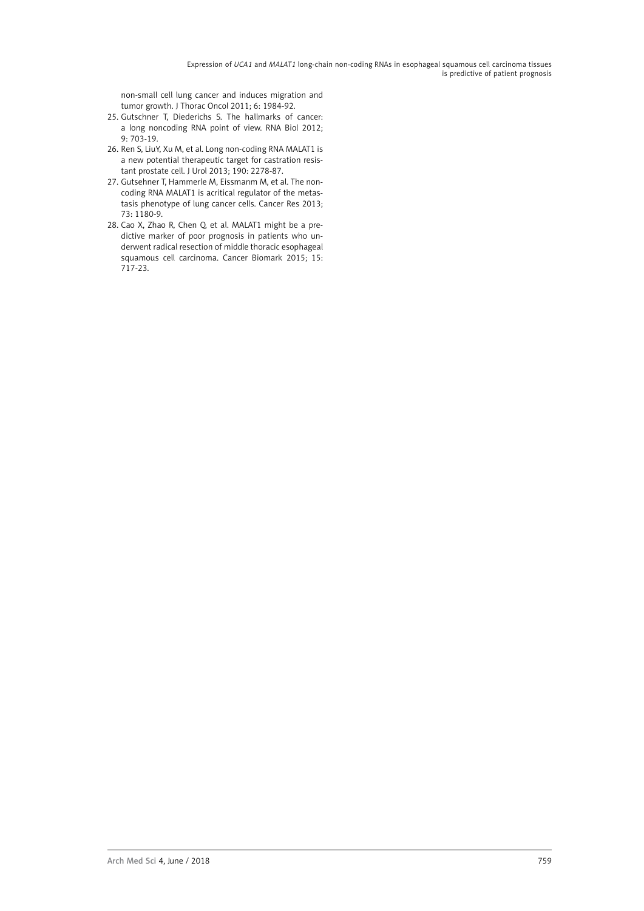non-small cell lung cancer and induces migration and tumor growth. J Thorac Oncol 2011; 6: 1984-92.

25. Gutschner T, Diederichs S. The hallmarks of cancer: a long noncoding RNA point of view. RNA Biol 2012; 9: 703-19.
26. Ren S, LiuY, Xu M, et al. Long non-coding RNA MALAT1 is a new potential therapeutic target for castration resistant prostate cell. J Urol 2013; 190: 2278-87.
27. Gutsehner T, Hammerle M, Eissmanm M, et al. The noncoding RNA MALAT1 is acritical regulator of the metastasis phenotype of lung cancer cells. Cancer Res 2013; 73: 1180-9.
28. Cao X, Zhao R, Chen Q, et al. MALAT1 might be a predictive marker of poor prognosis in patients who underwent radical resection of middle thoracic esophageal squamous cell carcinoma. Cancer Biomark 2015; 15: 717-23.